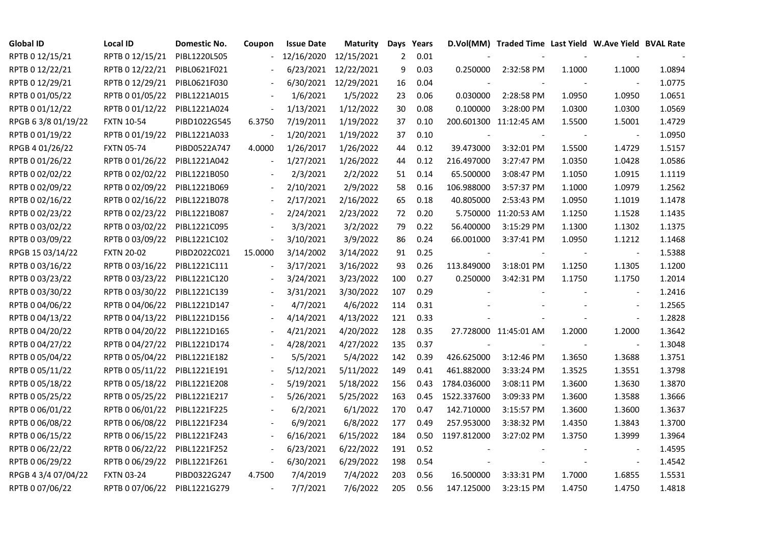| Global ID | Local ID | Domestic No. | Coupon | Issue Date | Maturity | Days | Years | D.Vol(MM) | Traded Time | Last Yield | W.Ave Yield | BVAL Rate |
|---|---|---|---|---|---|---|---|---|---|---|---|---|
| RPTB 0 12/15/21 | RPTB 0 12/15/21 | PIBL1220L505 | - | 12/16/2020 | 12/15/2021 | 2 | 0.01 | - | - | - | - | - |
| RPTB 0 12/22/21 | RPTB 0 12/22/21 | PIBL0621F021 | - | 6/23/2021 | 12/22/2021 | 9 | 0.03 | 0.250000 | 2:32:58 PM | 1.1000 | 1.1000 | 1.0894 |
| RPTB 0 12/29/21 | RPTB 0 12/29/21 | PIBL0621F030 | - | 6/30/2021 | 12/29/2021 | 16 | 0.04 | - | - | - | - | 1.0775 |
| RPTB 0 01/05/22 | RPTB 0 01/05/22 | PIBL1221A015 | - | 1/6/2021 | 1/5/2022 | 23 | 0.06 | 0.030000 | 2:28:58 PM | 1.0950 | 1.0950 | 1.0651 |
| RPTB 0 01/12/22 | RPTB 0 01/12/22 | PIBL1221A024 | - | 1/13/2021 | 1/12/2022 | 30 | 0.08 | 0.100000 | 3:28:00 PM | 1.0300 | 1.0300 | 1.0569 |
| RPGB 6 3/8 01/19/22 | FXTN 10-54 | PIBD1022G545 | 6.3750 | 7/19/2011 | 1/19/2022 | 37 | 0.10 | 200.601300 | 11:12:45 AM | 1.5500 | 1.5001 | 1.4729 |
| RPTB 0 01/19/22 | RPTB 0 01/19/22 | PIBL1221A033 | - | 1/20/2021 | 1/19/2022 | 37 | 0.10 | - | - | - | - | 1.0950 |
| RPGB 4 01/26/22 | FXTN 05-74 | PIBD0522A747 | 4.0000 | 1/26/2017 | 1/26/2022 | 44 | 0.12 | 39.473000 | 3:32:01 PM | 1.5500 | 1.4729 | 1.5157 |
| RPTB 0 01/26/22 | RPTB 0 01/26/22 | PIBL1221A042 | - | 1/27/2021 | 1/26/2022 | 44 | 0.12 | 216.497000 | 3:27:47 PM | 1.0350 | 1.0428 | 1.0586 |
| RPTB 0 02/02/22 | RPTB 0 02/02/22 | PIBL1221B050 | - | 2/3/2021 | 2/2/2022 | 51 | 0.14 | 65.500000 | 3:08:47 PM | 1.1050 | 1.0915 | 1.1119 |
| RPTB 0 02/09/22 | RPTB 0 02/09/22 | PIBL1221B069 | - | 2/10/2021 | 2/9/2022 | 58 | 0.16 | 106.988000 | 3:57:37 PM | 1.1000 | 1.0979 | 1.2562 |
| RPTB 0 02/16/22 | RPTB 0 02/16/22 | PIBL1221B078 | - | 2/17/2021 | 2/16/2022 | 65 | 0.18 | 40.805000 | 2:53:43 PM | 1.0950 | 1.1019 | 1.1478 |
| RPTB 0 02/23/22 | RPTB 0 02/23/22 | PIBL1221B087 | - | 2/24/2021 | 2/23/2022 | 72 | 0.20 | 5.750000 | 11:20:53 AM | 1.1250 | 1.1528 | 1.1435 |
| RPTB 0 03/02/22 | RPTB 0 03/02/22 | PIBL1221C095 | - | 3/3/2021 | 3/2/2022 | 79 | 0.22 | 56.400000 | 3:15:29 PM | 1.1300 | 1.1302 | 1.1375 |
| RPTB 0 03/09/22 | RPTB 0 03/09/22 | PIBL1221C102 | - | 3/10/2021 | 3/9/2022 | 86 | 0.24 | 66.001000 | 3:37:41 PM | 1.0950 | 1.1212 | 1.1468 |
| RPGB 15 03/14/22 | FXTN 20-02 | PIBD2022C021 | 15.0000 | 3/14/2002 | 3/14/2022 | 91 | 0.25 | - | - | - | - | 1.5388 |
| RPTB 0 03/16/22 | RPTB 0 03/16/22 | PIBL1221C111 | - | 3/17/2021 | 3/16/2022 | 93 | 0.26 | 113.849000 | 3:18:01 PM | 1.1250 | 1.1305 | 1.1200 |
| RPTB 0 03/23/22 | RPTB 0 03/23/22 | PIBL1221C120 | - | 3/24/2021 | 3/23/2022 | 100 | 0.27 | 0.250000 | 3:42:31 PM | 1.1750 | 1.1750 | 1.2014 |
| RPTB 0 03/30/22 | RPTB 0 03/30/22 | PIBL1221C139 | - | 3/31/2021 | 3/30/2022 | 107 | 0.29 | - | - | - | - | 1.2416 |
| RPTB 0 04/06/22 | RPTB 0 04/06/22 | PIBL1221D147 | - | 4/7/2021 | 4/6/2022 | 114 | 0.31 | - | - | - | - | 1.2565 |
| RPTB 0 04/13/22 | RPTB 0 04/13/22 | PIBL1221D156 | - | 4/14/2021 | 4/13/2022 | 121 | 0.33 | - | - | - | - | 1.2828 |
| RPTB 0 04/20/22 | RPTB 0 04/20/22 | PIBL1221D165 | - | 4/21/2021 | 4/20/2022 | 128 | 0.35 | 27.728000 | 11:45:01 AM | 1.2000 | 1.2000 | 1.3642 |
| RPTB 0 04/27/22 | RPTB 0 04/27/22 | PIBL1221D174 | - | 4/28/2021 | 4/27/2022 | 135 | 0.37 | - | - | - | - | 1.3048 |
| RPTB 0 05/04/22 | RPTB 0 05/04/22 | PIBL1221E182 | - | 5/5/2021 | 5/4/2022 | 142 | 0.39 | 426.625000 | 3:12:46 PM | 1.3650 | 1.3688 | 1.3751 |
| RPTB 0 05/11/22 | RPTB 0 05/11/22 | PIBL1221E191 | - | 5/12/2021 | 5/11/2022 | 149 | 0.41 | 461.882000 | 3:33:24 PM | 1.3525 | 1.3551 | 1.3798 |
| RPTB 0 05/18/22 | RPTB 0 05/18/22 | PIBL1221E208 | - | 5/19/2021 | 5/18/2022 | 156 | 0.43 | 1784.036000 | 3:08:11 PM | 1.3600 | 1.3630 | 1.3870 |
| RPTB 0 05/25/22 | RPTB 0 05/25/22 | PIBL1221E217 | - | 5/26/2021 | 5/25/2022 | 163 | 0.45 | 1522.337600 | 3:09:33 PM | 1.3600 | 1.3588 | 1.3666 |
| RPTB 0 06/01/22 | RPTB 0 06/01/22 | PIBL1221F225 | - | 6/2/2021 | 6/1/2022 | 170 | 0.47 | 142.710000 | 3:15:57 PM | 1.3600 | 1.3600 | 1.3637 |
| RPTB 0 06/08/22 | RPTB 0 06/08/22 | PIBL1221F234 | - | 6/9/2021 | 6/8/2022 | 177 | 0.49 | 257.953000 | 3:38:32 PM | 1.4350 | 1.3843 | 1.3700 |
| RPTB 0 06/15/22 | RPTB 0 06/15/22 | PIBL1221F243 | - | 6/16/2021 | 6/15/2022 | 184 | 0.50 | 1197.812000 | 3:27:02 PM | 1.3750 | 1.3999 | 1.3964 |
| RPTB 0 06/22/22 | RPTB 0 06/22/22 | PIBL1221F252 | - | 6/23/2021 | 6/22/2022 | 191 | 0.52 | - | - | - | - | 1.4595 |
| RPTB 0 06/29/22 | RPTB 0 06/29/22 | PIBL1221F261 | - | 6/30/2021 | 6/29/2022 | 198 | 0.54 | - | - | - | - | 1.4542 |
| RPGB 4 3/4 07/04/22 | FXTN 03-24 | PIBD0322G247 | 4.7500 | 7/4/2019 | 7/4/2022 | 203 | 0.56 | 16.500000 | 3:33:31 PM | 1.7000 | 1.6855 | 1.5531 |
| RPTB 0 07/06/22 | RPTB 0 07/06/22 | PIBL1221G279 | - | 7/7/2021 | 7/6/2022 | 205 | 0.56 | 147.125000 | 3:23:15 PM | 1.4750 | 1.4750 | 1.4818 |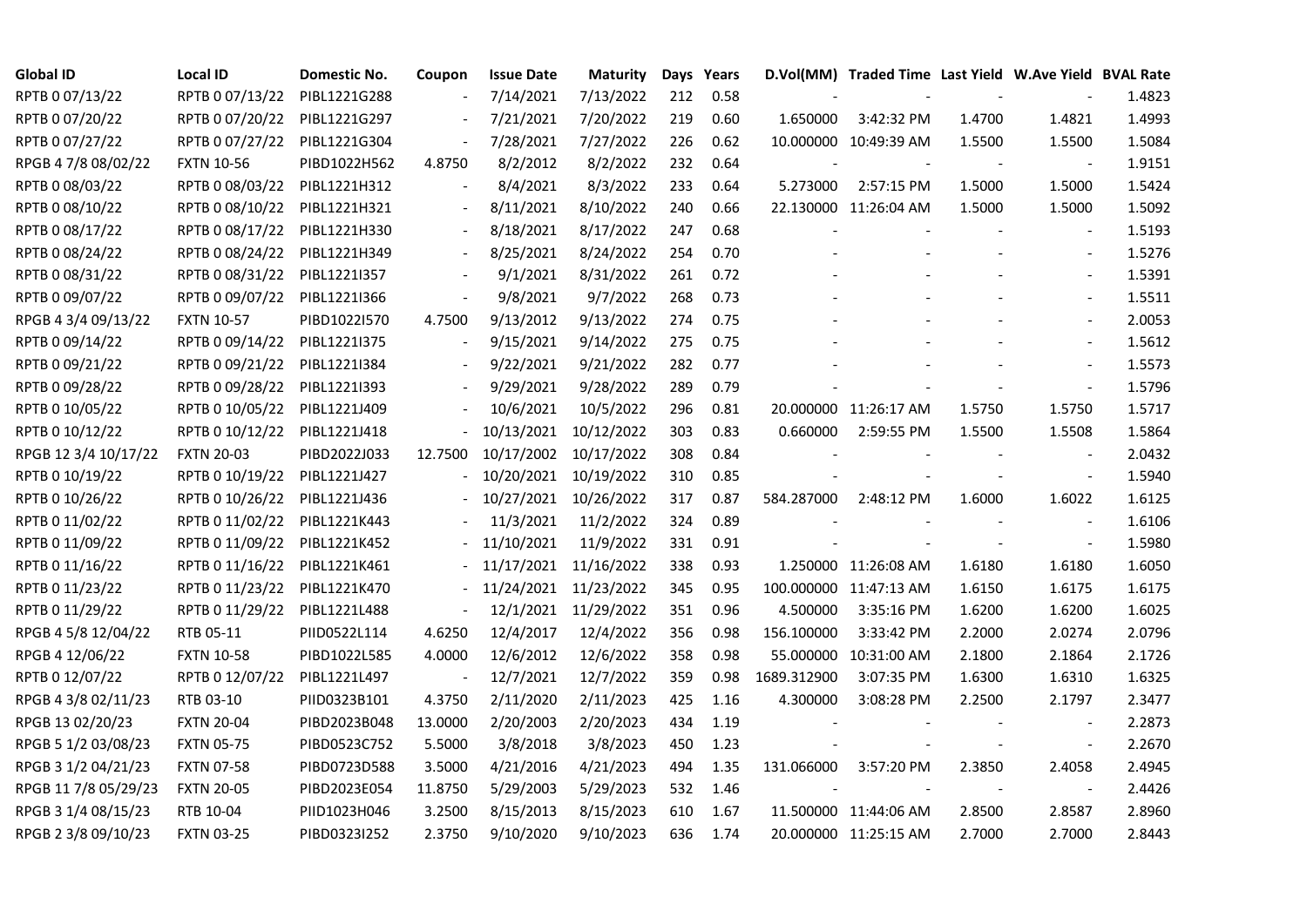| Global ID | Local ID | Domestic No. | Coupon | Issue Date | Maturity | Days | Years | D.Vol(MM) | Traded Time | Last Yield | W.Ave Yield | BVAL Rate |
|---|---|---|---|---|---|---|---|---|---|---|---|---|
| RPTB 0 07/13/22 | RPTB 0 07/13/22 | PIBL1221G288 | - | 7/14/2021 | 7/13/2022 | 212 | 0.58 | - | - | - | - | 1.4823 |
| RPTB 0 07/20/22 | RPTB 0 07/20/22 | PIBL1221G297 | - | 7/21/2021 | 7/20/2022 | 219 | 0.60 | 1.650000 | 3:42:32 PM | 1.4700 | 1.4821 | 1.4993 |
| RPTB 0 07/27/22 | RPTB 0 07/27/22 | PIBL1221G304 | - | 7/28/2021 | 7/27/2022 | 226 | 0.62 | 10.000000 | 10:49:39 AM | 1.5500 | 1.5500 | 1.5084 |
| RPGB 4 7/8 08/02/22 | FXTN 10-56 | PIBD1022H562 | 4.8750 | 8/2/2012 | 8/2/2022 | 232 | 0.64 | - | - | - | - | 1.9151 |
| RPTB 0 08/03/22 | RPTB 0 08/03/22 | PIBL1221H312 | - | 8/4/2021 | 8/3/2022 | 233 | 0.64 | 5.273000 | 2:57:15 PM | 1.5000 | 1.5000 | 1.5424 |
| RPTB 0 08/10/22 | RPTB 0 08/10/22 | PIBL1221H321 | - | 8/11/2021 | 8/10/2022 | 240 | 0.66 | 22.130000 | 11:26:04 AM | 1.5000 | 1.5000 | 1.5092 |
| RPTB 0 08/17/22 | RPTB 0 08/17/22 | PIBL1221H330 | - | 8/18/2021 | 8/17/2022 | 247 | 0.68 | - | - | - | - | 1.5193 |
| RPTB 0 08/24/22 | RPTB 0 08/24/22 | PIBL1221H349 | - | 8/25/2021 | 8/24/2022 | 254 | 0.70 | - | - | - | - | 1.5276 |
| RPTB 0 08/31/22 | RPTB 0 08/31/22 | PIBL1221I357 | - | 9/1/2021 | 8/31/2022 | 261 | 0.72 | - | - | - | - | 1.5391 |
| RPTB 0 09/07/22 | RPTB 0 09/07/22 | PIBL1221I366 | - | 9/8/2021 | 9/7/2022 | 268 | 0.73 | - | - | - | - | 1.5511 |
| RPGB 4 3/4 09/13/22 | FXTN 10-57 | PIBD1022I570 | 4.7500 | 9/13/2012 | 9/13/2022 | 274 | 0.75 | - | - | - | - | 2.0053 |
| RPTB 0 09/14/22 | RPTB 0 09/14/22 | PIBL1221I375 | - | 9/15/2021 | 9/14/2022 | 275 | 0.75 | - | - | - | - | 1.5612 |
| RPTB 0 09/21/22 | RPTB 0 09/21/22 | PIBL1221I384 | - | 9/22/2021 | 9/21/2022 | 282 | 0.77 | - | - | - | - | 1.5573 |
| RPTB 0 09/28/22 | RPTB 0 09/28/22 | PIBL1221I393 | - | 9/29/2021 | 9/28/2022 | 289 | 0.79 | - | - | - | - | 1.5796 |
| RPTB 0 10/05/22 | RPTB 0 10/05/22 | PIBL1221J409 | - | 10/6/2021 | 10/5/2022 | 296 | 0.81 | 20.000000 | 11:26:17 AM | 1.5750 | 1.5750 | 1.5717 |
| RPTB 0 10/12/22 | RPTB 0 10/12/22 | PIBL1221J418 | - | 10/13/2021 | 10/12/2022 | 303 | 0.83 | 0.660000 | 2:59:55 PM | 1.5500 | 1.5508 | 1.5864 |
| RPGB 12 3/4 10/17/22 | FXTN 20-03 | PIBD2022J033 | 12.7500 | 10/17/2002 | 10/17/2022 | 308 | 0.84 | - | - | - | - | 2.0432 |
| RPTB 0 10/19/22 | RPTB 0 10/19/22 | PIBL1221J427 | - | 10/20/2021 | 10/19/2022 | 310 | 0.85 | - | - | - | - | 1.5940 |
| RPTB 0 10/26/22 | RPTB 0 10/26/22 | PIBL1221J436 | - | 10/27/2021 | 10/26/2022 | 317 | 0.87 | 584.287000 | 2:48:12 PM | 1.6000 | 1.6022 | 1.6125 |
| RPTB 0 11/02/22 | RPTB 0 11/02/22 | PIBL1221K443 | - | 11/3/2021 | 11/2/2022 | 324 | 0.89 | - | - | - | - | 1.6106 |
| RPTB 0 11/09/22 | RPTB 0 11/09/22 | PIBL1221K452 | - | 11/10/2021 | 11/9/2022 | 331 | 0.91 | - | - | - | - | 1.5980 |
| RPTB 0 11/16/22 | RPTB 0 11/16/22 | PIBL1221K461 | - | 11/17/2021 | 11/16/2022 | 338 | 0.93 | 1.250000 | 11:26:08 AM | 1.6180 | 1.6180 | 1.6050 |
| RPTB 0 11/23/22 | RPTB 0 11/23/22 | PIBL1221K470 | - | 11/24/2021 | 11/23/2022 | 345 | 0.95 | 100.000000 | 11:47:13 AM | 1.6150 | 1.6175 | 1.6175 |
| RPTB 0 11/29/22 | RPTB 0 11/29/22 | PIBL1221L488 | - | 12/1/2021 | 11/29/2022 | 351 | 0.96 | 4.500000 | 3:35:16 PM | 1.6200 | 1.6200 | 1.6025 |
| RPGB 4 5/8 12/04/22 | RTB 05-11 | PIID0522L114 | 4.6250 | 12/4/2017 | 12/4/2022 | 356 | 0.98 | 156.100000 | 3:33:42 PM | 2.2000 | 2.0274 | 2.0796 |
| RPGB 4 12/06/22 | FXTN 10-58 | PIBD1022L585 | 4.0000 | 12/6/2012 | 12/6/2022 | 358 | 0.98 | 55.000000 | 10:31:00 AM | 2.1800 | 2.1864 | 2.1726 |
| RPTB 0 12/07/22 | RPTB 0 12/07/22 | PIBL1221L497 | - | 12/7/2021 | 12/7/2022 | 359 | 0.98 | 1689.312900 | 3:07:35 PM | 1.6300 | 1.6310 | 1.6325 |
| RPGB 4 3/8 02/11/23 | RTB 03-10 | PIID0323B101 | 4.3750 | 2/11/2020 | 2/11/2023 | 425 | 1.16 | 4.300000 | 3:08:28 PM | 2.2500 | 2.1797 | 2.3477 |
| RPGB 13 02/20/23 | FXTN 20-04 | PIBD2023B048 | 13.0000 | 2/20/2003 | 2/20/2023 | 434 | 1.19 | - | - | - | - | 2.2873 |
| RPGB 5 1/2 03/08/23 | FXTN 05-75 | PIBD0523C752 | 5.5000 | 3/8/2018 | 3/8/2023 | 450 | 1.23 | - | - | - | - | 2.2670 |
| RPGB 3 1/2 04/21/23 | FXTN 07-58 | PIBD0723D588 | 3.5000 | 4/21/2016 | 4/21/2023 | 494 | 1.35 | 131.066000 | 3:57:20 PM | 2.3850 | 2.4058 | 2.4945 |
| RPGB 11 7/8 05/29/23 | FXTN 20-05 | PIBD2023E054 | 11.8750 | 5/29/2003 | 5/29/2023 | 532 | 1.46 | - | - | - | - | 2.4426 |
| RPGB 3 1/4 08/15/23 | RTB 10-04 | PIID1023H046 | 3.2500 | 8/15/2013 | 8/15/2023 | 610 | 1.67 | 11.500000 | 11:44:06 AM | 2.8500 | 2.8587 | 2.8960 |
| RPGB 2 3/8 09/10/23 | FXTN 03-25 | PIBD0323I252 | 2.3750 | 9/10/2020 | 9/10/2023 | 636 | 1.74 | 20.000000 | 11:25:15 AM | 2.7000 | 2.7000 | 2.8443 |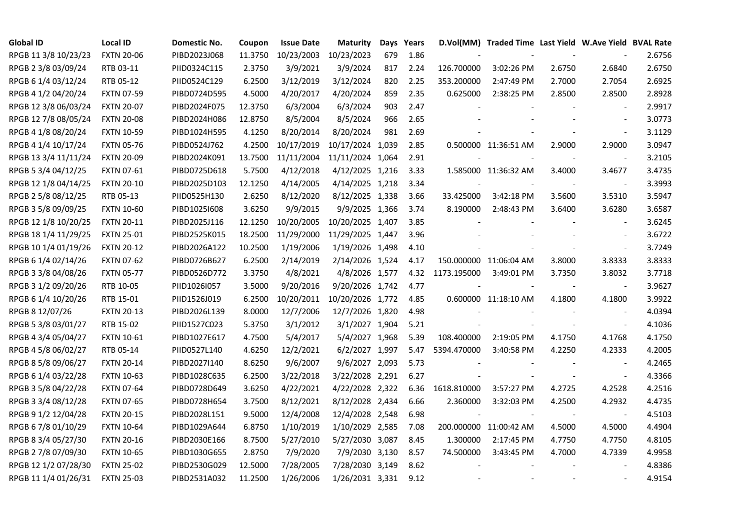| Global ID | Local ID | Domestic No. | Coupon | Issue Date | Maturity | Days | Years | D.Vol(MM) | Traded Time | Last Yield | W.Ave Yield | BVAL Rate |
|---|---|---|---|---|---|---|---|---|---|---|---|---|
| RPGB 11 3/8 10/23/23 | FXTN 20-06 | PIBD2023J068 | 11.3750 | 10/23/2003 | 10/23/2023 | 679 | 1.86 | - | - | - | - | 2.6756 |
| RPGB 2 3/8 03/09/24 | RTB 03-11 | PIID0324C115 | 2.3750 | 3/9/2021 | 3/9/2024 | 817 | 2.24 | 126.700000 | 3:02:26 PM | 2.6750 | 2.6840 | 2.6750 |
| RPGB 6 1/4 03/12/24 | RTB 05-12 | PIID0524C129 | 6.2500 | 3/12/2019 | 3/12/2024 | 820 | 2.25 | 353.200000 | 2:47:49 PM | 2.7000 | 2.7054 | 2.6925 |
| RPGB 4 1/2 04/20/24 | FXTN 07-59 | PIBD0724D595 | 4.5000 | 4/20/2017 | 4/20/2024 | 859 | 2.35 | 0.625000 | 2:38:25 PM | 2.8500 | 2.8500 | 2.8928 |
| RPGB 12 3/8 06/03/24 | FXTN 20-07 | PIBD2024F075 | 12.3750 | 6/3/2004 | 6/3/2024 | 903 | 2.47 | - | - | - | - | 2.9917 |
| RPGB 12 7/8 08/05/24 | FXTN 20-08 | PIBD2024H086 | 12.8750 | 8/5/2004 | 8/5/2024 | 966 | 2.65 | - | - | - | - | 3.0773 |
| RPGB 4 1/8 08/20/24 | FXTN 10-59 | PIBD1024H595 | 4.1250 | 8/20/2014 | 8/20/2024 | 981 | 2.69 | - | - | - | - | 3.1129 |
| RPGB 4 1/4 10/17/24 | FXTN 05-76 | PIBD0524J762 | 4.2500 | 10/17/2019 | 10/17/2024 | 1,039 | 2.85 | 0.500000 | 11:36:51 AM | 2.9000 | 2.9000 | 3.0947 |
| RPGB 13 3/4 11/11/24 | FXTN 20-09 | PIBD2024K091 | 13.7500 | 11/11/2004 | 11/11/2024 | 1,064 | 2.91 | - | - | - | - | 3.2105 |
| RPGB 5 3/4 04/12/25 | FXTN 07-61 | PIBD0725D618 | 5.7500 | 4/12/2018 | 4/12/2025 | 1,216 | 3.33 | 1.585000 | 11:36:32 AM | 3.4000 | 3.4677 | 3.4735 |
| RPGB 12 1/8 04/14/25 | FXTN 20-10 | PIBD2025D103 | 12.1250 | 4/14/2005 | 4/14/2025 | 1,218 | 3.34 | - | - | - | - | 3.3993 |
| RPGB 2 5/8 08/12/25 | RTB 05-13 | PIID0525H130 | 2.6250 | 8/12/2020 | 8/12/2025 | 1,338 | 3.66 | 33.425000 | 3:42:18 PM | 3.5600 | 3.5310 | 3.5947 |
| RPGB 3 5/8 09/09/25 | FXTN 10-60 | PIBD1025I608 | 3.6250 | 9/9/2015 | 9/9/2025 | 1,366 | 3.74 | 8.190000 | 2:48:43 PM | 3.6400 | 3.6280 | 3.6587 |
| RPGB 12 1/8 10/20/25 | FXTN 20-11 | PIBD2025J116 | 12.1250 | 10/20/2005 | 10/20/2025 | 1,407 | 3.85 | - | - | - | - | 3.6245 |
| RPGB 18 1/4 11/29/25 | FXTN 25-01 | PIBD2525K015 | 18.2500 | 11/29/2000 | 11/29/2025 | 1,447 | 3.96 | - | - | - | - | 3.6722 |
| RPGB 10 1/4 01/19/26 | FXTN 20-12 | PIBD2026A122 | 10.2500 | 1/19/2006 | 1/19/2026 | 1,498 | 4.10 | - | - | - | - | 3.7249 |
| RPGB 6 1/4 02/14/26 | FXTN 07-62 | PIBD0726B627 | 6.2500 | 2/14/2019 | 2/14/2026 | 1,524 | 4.17 | 150.000000 | 11:06:04 AM | 3.8000 | 3.8333 | 3.8333 |
| RPGB 3 3/8 04/08/26 | FXTN 05-77 | PIBD0526D772 | 3.3750 | 4/8/2021 | 4/8/2026 | 1,577 | 4.32 | 1173.195000 | 3:49:01 PM | 3.7350 | 3.8032 | 3.7718 |
| RPGB 3 1/2 09/20/26 | RTB 10-05 | PIID1026I057 | 3.5000 | 9/20/2016 | 9/20/2026 | 1,742 | 4.77 | - | - | - | - | 3.9627 |
| RPGB 6 1/4 10/20/26 | RTB 15-01 | PIID1526J019 | 6.2500 | 10/20/2011 | 10/20/2026 | 1,772 | 4.85 | 0.600000 | 11:18:10 AM | 4.1800 | 4.1800 | 3.9922 |
| RPGB 8 12/07/26 | FXTN 20-13 | PIBD2026L139 | 8.0000 | 12/7/2006 | 12/7/2026 | 1,820 | 4.98 | - | - | - | - | 4.0394 |
| RPGB 5 3/8 03/01/27 | RTB 15-02 | PIID1527C023 | 5.3750 | 3/1/2012 | 3/1/2027 | 1,904 | 5.21 | - | - | - | - | 4.1036 |
| RPGB 4 3/4 05/04/27 | FXTN 10-61 | PIBD1027E617 | 4.7500 | 5/4/2017 | 5/4/2027 | 1,968 | 5.39 | 108.400000 | 2:19:05 PM | 4.1750 | 4.1768 | 4.1750 |
| RPGB 4 5/8 06/02/27 | RTB 05-14 | PIID0527L140 | 4.6250 | 12/2/2021 | 6/2/2027 | 1,997 | 5.47 | 5394.470000 | 3:40:58 PM | 4.2250 | 4.2333 | 4.2005 |
| RPGB 8 5/8 09/06/27 | FXTN 20-14 | PIBD2027I140 | 8.6250 | 9/6/2007 | 9/6/2027 | 2,093 | 5.73 | - | - | - | - | 4.2465 |
| RPGB 6 1/4 03/22/28 | FXTN 10-63 | PIBD1028C635 | 6.2500 | 3/22/2018 | 3/22/2028 | 2,291 | 6.27 | - | - | - | - | 4.3366 |
| RPGB 3 5/8 04/22/28 | FXTN 07-64 | PIBD0728D649 | 3.6250 | 4/22/2021 | 4/22/2028 | 2,322 | 6.36 | 1618.810000 | 3:57:27 PM | 4.2725 | 4.2528 | 4.2516 |
| RPGB 3 3/4 08/12/28 | FXTN 07-65 | PIBD0728H654 | 3.7500 | 8/12/2021 | 8/12/2028 | 2,434 | 6.66 | 2.360000 | 3:32:03 PM | 4.2500 | 4.2932 | 4.4735 |
| RPGB 9 1/2 12/04/28 | FXTN 20-15 | PIBD2028L151 | 9.5000 | 12/4/2008 | 12/4/2028 | 2,548 | 6.98 | - | - | - | - | 4.5103 |
| RPGB 6 7/8 01/10/29 | FXTN 10-64 | PIBD1029A644 | 6.8750 | 1/10/2019 | 1/10/2029 | 2,585 | 7.08 | 200.000000 | 11:00:42 AM | 4.5000 | 4.5000 | 4.4904 |
| RPGB 8 3/4 05/27/30 | FXTN 20-16 | PIBD2030E166 | 8.7500 | 5/27/2010 | 5/27/2030 | 3,087 | 8.45 | 1.300000 | 2:17:45 PM | 4.7750 | 4.7750 | 4.8105 |
| RPGB 2 7/8 07/09/30 | FXTN 10-65 | PIBD1030G655 | 2.8750 | 7/9/2020 | 7/9/2030 | 3,130 | 8.57 | 74.500000 | 3:43:45 PM | 4.7000 | 4.7339 | 4.9958 |
| RPGB 12 1/2 07/28/30 | FXTN 25-02 | PIBD2530G029 | 12.5000 | 7/28/2005 | 7/28/2030 | 3,149 | 8.62 | - | - | - | - | 4.8386 |
| RPGB 11 1/4 01/26/31 | FXTN 25-03 | PIBD2531A032 | 11.2500 | 1/26/2006 | 1/26/2031 | 3,331 | 9.12 | - | - | - | - | 4.9154 |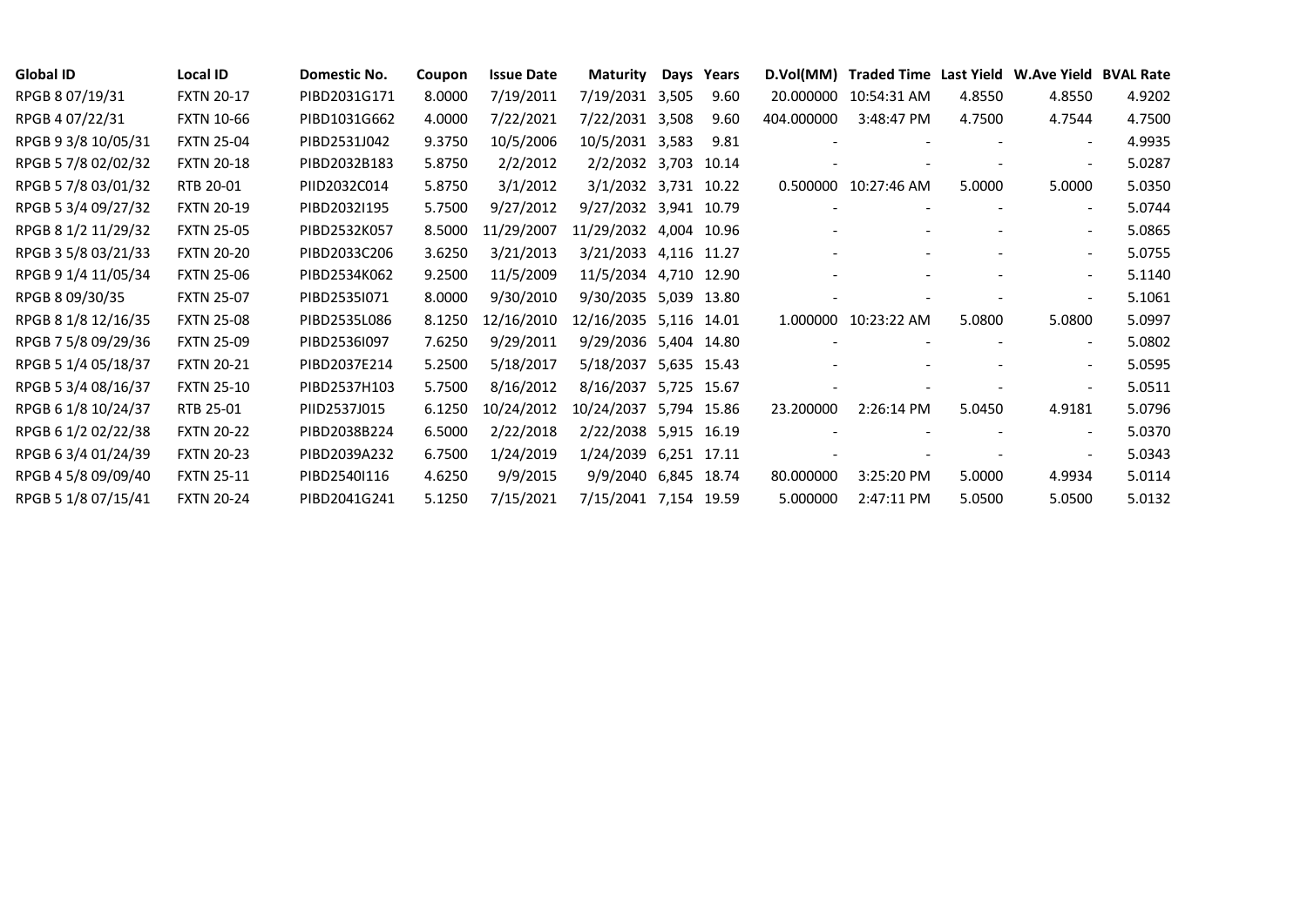| Global ID | Local ID | Domestic No. | Coupon | Issue Date | Maturity | Days | Years | D.Vol(MM) | Traded Time | Last Yield | W.Ave Yield | BVAL Rate |
|---|---|---|---|---|---|---|---|---|---|---|---|---|
| RPGB 8 07/19/31 | FXTN 20-17 | PIBD2031G171 | 8.0000 | 7/19/2011 | 7/19/2031 | 3,505 | 9.60 | 20.000000 | 10:54:31 AM | 4.8550 | 4.8550 | 4.9202 |
| RPGB 4 07/22/31 | FXTN 10-66 | PIBD1031G662 | 4.0000 | 7/22/2021 | 7/22/2031 | 3,508 | 9.60 | 404.000000 | 3:48:47 PM | 4.7500 | 4.7544 | 4.7500 |
| RPGB 9 3/8 10/05/31 | FXTN 25-04 | PIBD2531J042 | 9.3750 | 10/5/2006 | 10/5/2031 | 3,583 | 9.81 | - | - | - | - | 4.9935 |
| RPGB 5 7/8 02/02/32 | FXTN 20-18 | PIBD2032B183 | 5.8750 | 2/2/2012 | 2/2/2032 | 3,703 | 10.14 | - | - | - | - | 5.0287 |
| RPGB 5 7/8 03/01/32 | RTB 20-01 | PIID2032C014 | 5.8750 | 3/1/2012 | 3/1/2032 | 3,731 | 10.22 | 0.500000 | 10:27:46 AM | 5.0000 | 5.0000 | 5.0350 |
| RPGB 5 3/4 09/27/32 | FXTN 20-19 | PIBD2032I195 | 5.7500 | 9/27/2012 | 9/27/2032 | 3,941 | 10.79 | - | - | - | - | 5.0744 |
| RPGB 8 1/2 11/29/32 | FXTN 25-05 | PIBD2532K057 | 8.5000 | 11/29/2007 | 11/29/2032 | 4,004 | 10.96 | - | - | - | - | 5.0865 |
| RPGB 3 5/8 03/21/33 | FXTN 20-20 | PIBD2033C206 | 3.6250 | 3/21/2013 | 3/21/2033 | 4,116 | 11.27 | - | - | - | - | 5.0755 |
| RPGB 9 1/4 11/05/34 | FXTN 25-06 | PIBD2534K062 | 9.2500 | 11/5/2009 | 11/5/2034 | 4,710 | 12.90 | - | - | - | - | 5.1140 |
| RPGB 8 09/30/35 | FXTN 25-07 | PIBD2535I071 | 8.0000 | 9/30/2010 | 9/30/2035 | 5,039 | 13.80 | - | - | - | - | 5.1061 |
| RPGB 8 1/8 12/16/35 | FXTN 25-08 | PIBD2535L086 | 8.1250 | 12/16/2010 | 12/16/2035 | 5,116 | 14.01 | 1.000000 | 10:23:22 AM | 5.0800 | 5.0800 | 5.0997 |
| RPGB 7 5/8 09/29/36 | FXTN 25-09 | PIBD2536I097 | 7.6250 | 9/29/2011 | 9/29/2036 | 5,404 | 14.80 | - | - | - | - | 5.0802 |
| RPGB 5 1/4 05/18/37 | FXTN 20-21 | PIBD2037E214 | 5.2500 | 5/18/2017 | 5/18/2037 | 5,635 | 15.43 | - | - | - | - | 5.0595 |
| RPGB 5 3/4 08/16/37 | FXTN 25-10 | PIBD2537H103 | 5.7500 | 8/16/2012 | 8/16/2037 | 5,725 | 15.67 | - | - | - | - | 5.0511 |
| RPGB 6 1/8 10/24/37 | RTB 25-01 | PIID2537J015 | 6.1250 | 10/24/2012 | 10/24/2037 | 5,794 | 15.86 | 23.200000 | 2:26:14 PM | 5.0450 | 4.9181 | 5.0796 |
| RPGB 6 1/2 02/22/38 | FXTN 20-22 | PIBD2038B224 | 6.5000 | 2/22/2018 | 2/22/2038 | 5,915 | 16.19 | - | - | - | - | 5.0370 |
| RPGB 6 3/4 01/24/39 | FXTN 20-23 | PIBD2039A232 | 6.7500 | 1/24/2019 | 1/24/2039 | 6,251 | 17.11 | - | - | - | - | 5.0343 |
| RPGB 4 5/8 09/09/40 | FXTN 25-11 | PIBD2540I116 | 4.6250 | 9/9/2015 | 9/9/2040 | 6,845 | 18.74 | 80.000000 | 3:25:20 PM | 5.0000 | 4.9934 | 5.0114 |
| RPGB 5 1/8 07/15/41 | FXTN 20-24 | PIBD2041G241 | 5.1250 | 7/15/2021 | 7/15/2041 | 7,154 | 19.59 | 5.000000 | 2:47:11 PM | 5.0500 | 5.0500 | 5.0132 |